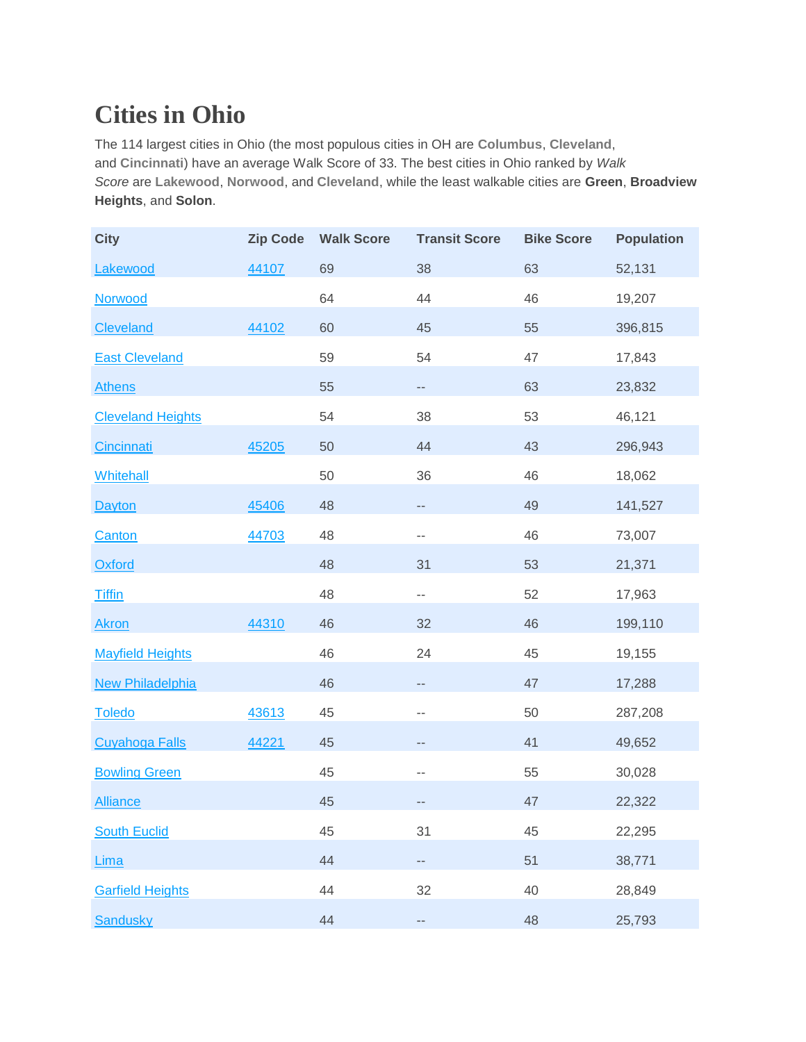# Cities in Ohio

The 114 largest cities in Ohio (the most populous cities in OH are **Columbus**, **Cleveland**, and **Cincinnati**) have an average Walk Score of 33. The best cities in Ohio ranked by *Walk Score* are **Lakewood**, **Norwood**, and **Cleveland**, while the least walkable cities are **Green**, **Broadview Heights**, and **Solon**.

| City | Zip Code | Walk Score | Transit Score | Bike Score | Population |
|---|---|---|---|---|---|
| Lakewood | 44107 | 69 | 38 | 63 | 52,131 |
| Norwood | | 64 | 44 | 46 | 19,207 |
| Cleveland | 44102 | 60 | 45 | 55 | 396,815 |
| East Cleveland | | 59 | 54 | 47 | 17,843 |
| Athens | | 55 | -- | 63 | 23,832 |
| Cleveland Heights | | 54 | 38 | 53 | 46,121 |
| Cincinnati | 45205 | 50 | 44 | 43 | 296,943 |
| Whitehall | | 50 | 36 | 46 | 18,062 |
| Dayton | 45406 | 48 | -- | 49 | 141,527 |
| Canton | 44703 | 48 | -- | 46 | 73,007 |
| Oxford | | 48 | 31 | 53 | 21,371 |
| Tiffin | | 48 | -- | 52 | 17,963 |
| Akron | 44310 | 46 | 32 | 46 | 199,110 |
| Mayfield Heights | | 46 | 24 | 45 | 19,155 |
| New Philadelphia | | 46 | -- | 47 | 17,288 |
| Toledo | 43613 | 45 | -- | 50 | 287,208 |
| Cuyahoga Falls | 44221 | 45 | -- | 41 | 49,652 |
| Bowling Green | | 45 | -- | 55 | 30,028 |
| Alliance | | 45 | -- | 47 | 22,322 |
| South Euclid | | 45 | 31 | 45 | 22,295 |
| Lima | | 44 | -- | 51 | 38,771 |
| Garfield Heights | | 44 | 32 | 40 | 28,849 |
| Sandusky | | 44 | -- | 48 | 25,793 |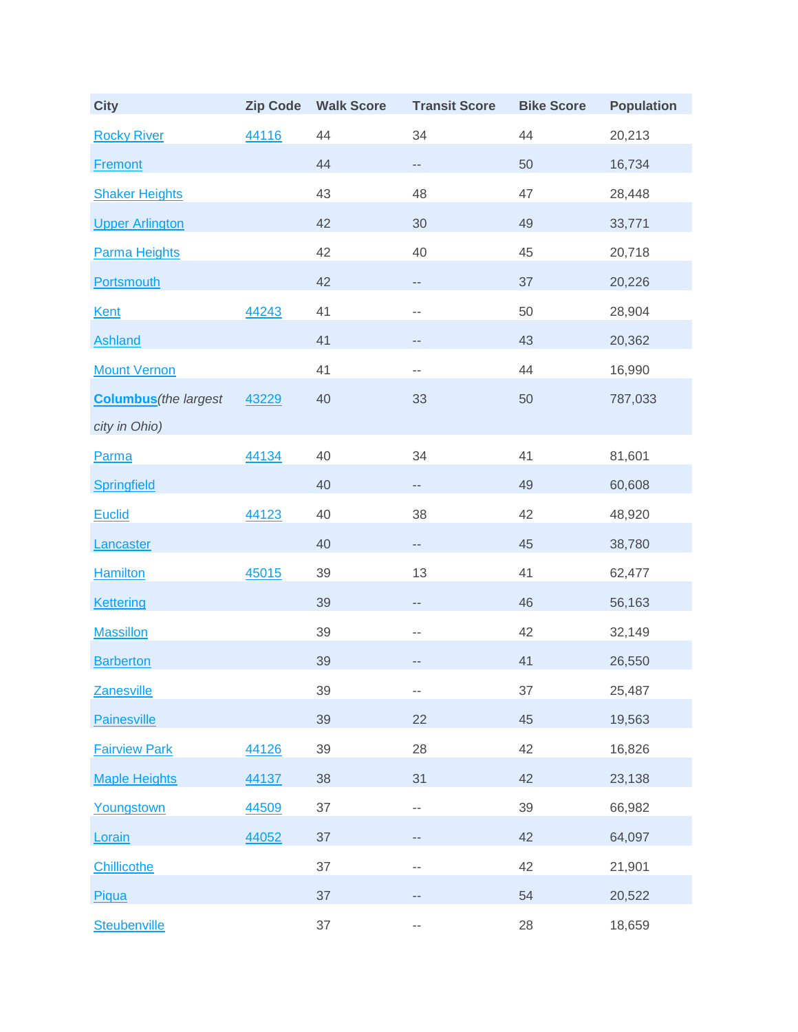| City | Zip Code | Walk Score | Transit Score | Bike Score | Population |
| --- | --- | --- | --- | --- | --- |
| Rocky River | 44116 | 44 | 34 | 44 | 20,213 |
| Fremont | | 44 | -- | 50 | 16,734 |
| Shaker Heights | | 43 | 48 | 47 | 28,448 |
| Upper Arlington | | 42 | 30 | 49 | 33,771 |
| Parma Heights | | 42 | 40 | 45 | 20,718 |
| Portsmouth | | 42 | -- | 37 | 20,226 |
| Kent | 44243 | 41 | -- | 50 | 28,904 |
| Ashland | | 41 | -- | 43 | 20,362 |
| Mount Vernon | | 41 | -- | 44 | 16,990 |
| **Columbus***(the largest city in Ohio)* | 43229 | 40 | 33 | 50 | 787,033 |
| Parma | 44134 | 40 | 34 | 41 | 81,601 |
| Springfield | | 40 | -- | 49 | 60,608 |
| Euclid | 44123 | 40 | 38 | 42 | 48,920 |
| Lancaster | | 40 | -- | 45 | 38,780 |
| Hamilton | 45015 | 39 | 13 | 41 | 62,477 |
| Kettering | | 39 | -- | 46 | 56,163 |
| Massillon | | 39 | -- | 42 | 32,149 |
| Barberton | | 39 | -- | 41 | 26,550 |
| Zanesville | | 39 | -- | 37 | 25,487 |
| Painesville | | 39 | 22 | 45 | 19,563 |
| Fairview Park | 44126 | 39 | 28 | 42 | 16,826 |
| Maple Heights | 44137 | 38 | 31 | 42 | 23,138 |
| Youngstown | 44509 | 37 | -- | 39 | 66,982 |
| Lorain | 44052 | 37 | -- | 42 | 64,097 |
| Chillicothe | | 37 | -- | 42 | 21,901 |
| Piqua | | 37 | -- | 54 | 20,522 |
| Steubenville | | 37 | -- | 28 | 18,659 |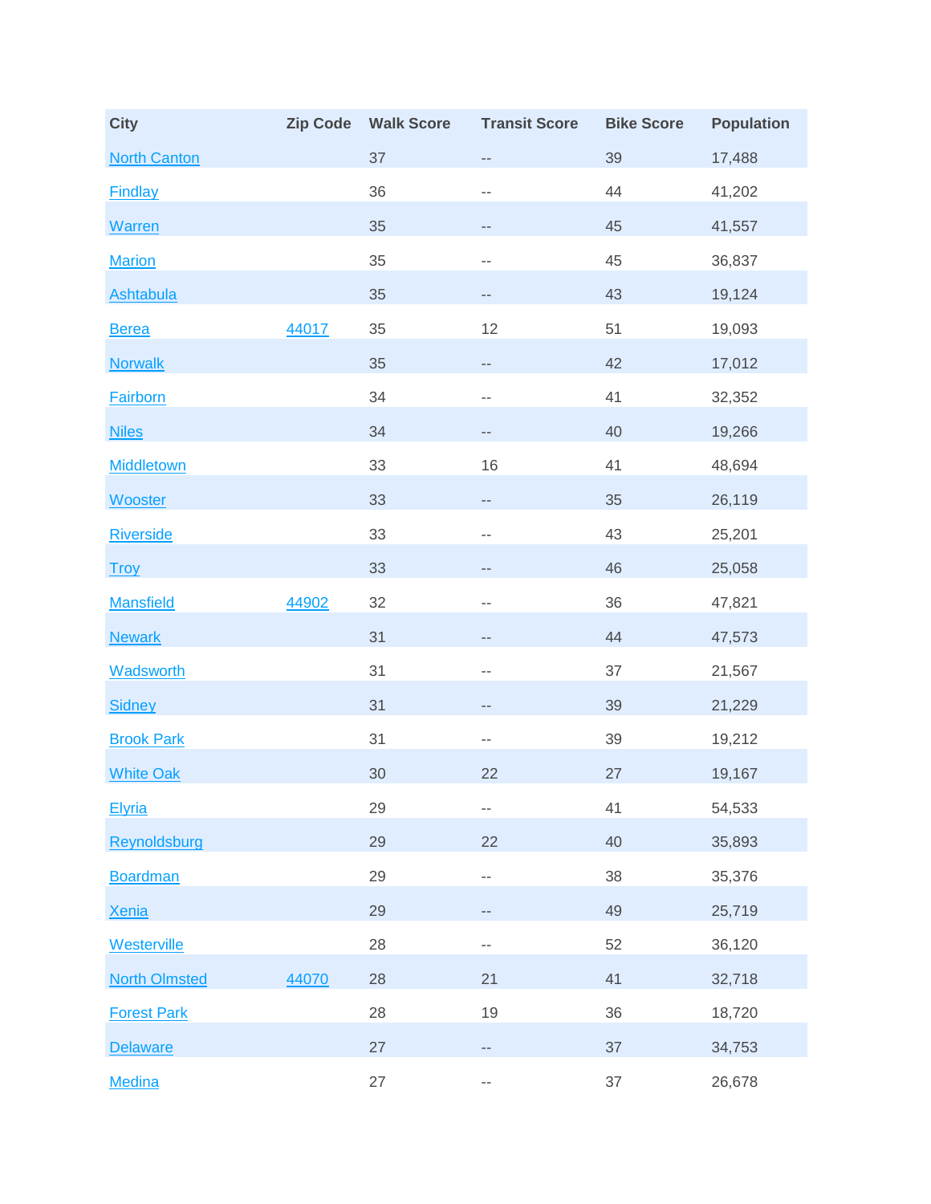| City | Zip Code | Walk Score | Transit Score | Bike Score | Population |
| --- | --- | --- | --- | --- | --- |
| North Canton | | 37 | -- | 39 | 17,488 |
| Findlay | | 36 | -- | 44 | 41,202 |
| Warren | | 35 | -- | 45 | 41,557 |
| Marion | | 35 | -- | 45 | 36,837 |
| Ashtabula | | 35 | -- | 43 | 19,124 |
| Berea | 44017 | 35 | 12 | 51 | 19,093 |
| Norwalk | | 35 | -- | 42 | 17,012 |
| Fairborn | | 34 | -- | 41 | 32,352 |
| Niles | | 34 | -- | 40 | 19,266 |
| Middletown | | 33 | 16 | 41 | 48,694 |
| Wooster | | 33 | -- | 35 | 26,119 |
| Riverside | | 33 | -- | 43 | 25,201 |
| Troy | | 33 | -- | 46 | 25,058 |
| Mansfield | 44902 | 32 | -- | 36 | 47,821 |
| Newark | | 31 | -- | 44 | 47,573 |
| Wadsworth | | 31 | -- | 37 | 21,567 |
| Sidney | | 31 | -- | 39 | 21,229 |
| Brook Park | | 31 | -- | 39 | 19,212 |
| White Oak | | 30 | 22 | 27 | 19,167 |
| Elyria | | 29 | -- | 41 | 54,533 |
| Reynoldsburg | | 29 | 22 | 40 | 35,893 |
| Boardman | | 29 | -- | 38 | 35,376 |
| Xenia | | 29 | -- | 49 | 25,719 |
| Westerville | | 28 | -- | 52 | 36,120 |
| North Olmsted | 44070 | 28 | 21 | 41 | 32,718 |
| Forest Park | | 28 | 19 | 36 | 18,720 |
| Delaware | | 27 | -- | 37 | 34,753 |
| Medina | | 27 | -- | 37 | 26,678 |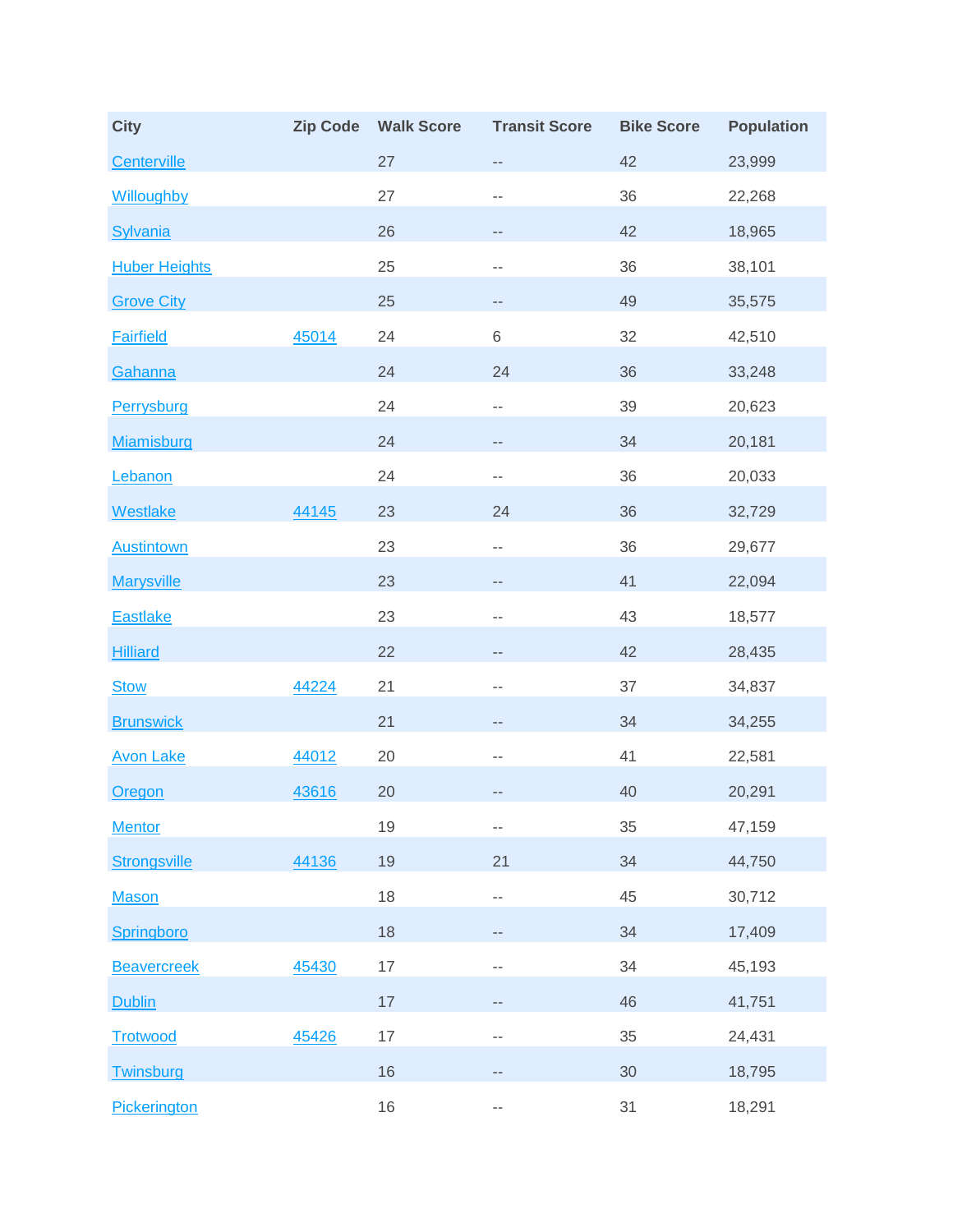| City | Zip Code | Walk Score | Transit Score | Bike Score | Population |
|---|---|---|---|---|---|
| Centerville | | 27 | -- | 42 | 23,999 |
| Willoughby | | 27 | -- | 36 | 22,268 |
| Sylvania | | 26 | -- | 42 | 18,965 |
| Huber Heights | | 25 | -- | 36 | 38,101 |
| Grove City | | 25 | -- | 49 | 35,575 |
| Fairfield | 45014 | 24 | 6 | 32 | 42,510 |
| Gahanna | | 24 | 24 | 36 | 33,248 |
| Perrysburg | | 24 | -- | 39 | 20,623 |
| Miamisburg | | 24 | -- | 34 | 20,181 |
| Lebanon | | 24 | -- | 36 | 20,033 |
| Westlake | 44145 | 23 | 24 | 36 | 32,729 |
| Austintown | | 23 | -- | 36 | 29,677 |
| Marysville | | 23 | -- | 41 | 22,094 |
| Eastlake | | 23 | -- | 43 | 18,577 |
| Hilliard | | 22 | -- | 42 | 28,435 |
| Stow | 44224 | 21 | -- | 37 | 34,837 |
| Brunswick | | 21 | -- | 34 | 34,255 |
| Avon Lake | 44012 | 20 | -- | 41 | 22,581 |
| Oregon | 43616 | 20 | -- | 40 | 20,291 |
| Mentor | | 19 | -- | 35 | 47,159 |
| Strongsville | 44136 | 19 | 21 | 34 | 44,750 |
| Mason | | 18 | -- | 45 | 30,712 |
| Springboro | | 18 | -- | 34 | 17,409 |
| Beavercreek | 45430 | 17 | -- | 34 | 45,193 |
| Dublin | | 17 | -- | 46 | 41,751 |
| Trotwood | 45426 | 17 | -- | 35 | 24,431 |
| Twinsburg | | 16 | -- | 30 | 18,795 |
| Pickerington | | 16 | -- | 31 | 18,291 |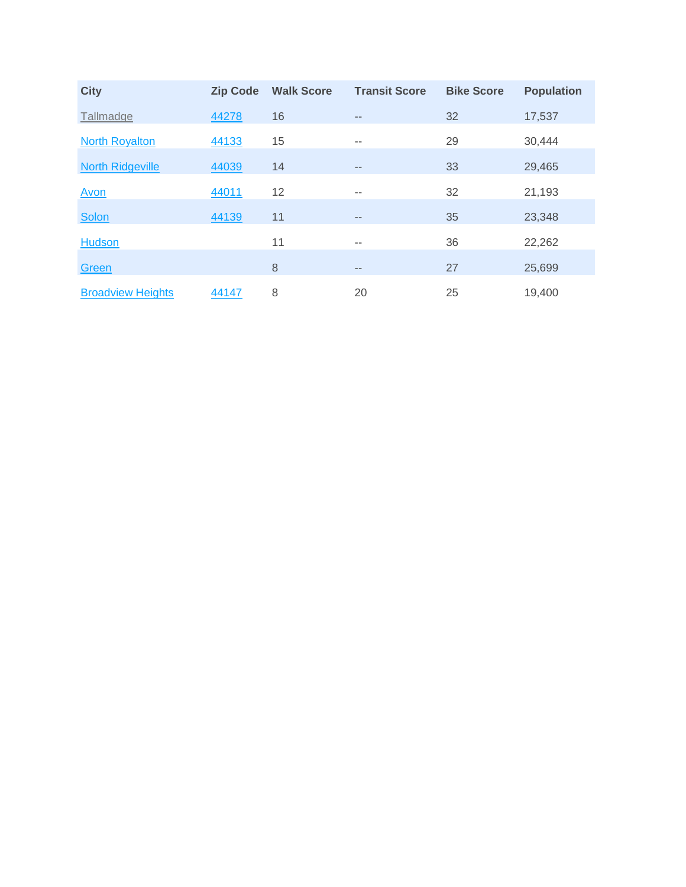| City | Zip Code | Walk Score | Transit Score | Bike Score | Population |
| --- | --- | --- | --- | --- | --- |
| Tallmadge | 44278 | 16 | -- | 32 | 17,537 |
| North Royalton | 44133 | 15 | -- | 29 | 30,444 |
| North Ridgeville | 44039 | 14 | -- | 33 | 29,465 |
| Avon | 44011 | 12 | -- | 32 | 21,193 |
| Solon | 44139 | 11 | -- | 35 | 23,348 |
| Hudson | | 11 | -- | 36 | 22,262 |
| Green | | 8 | -- | 27 | 25,699 |
| Broadview Heights | 44147 | 8 | 20 | 25 | 19,400 |